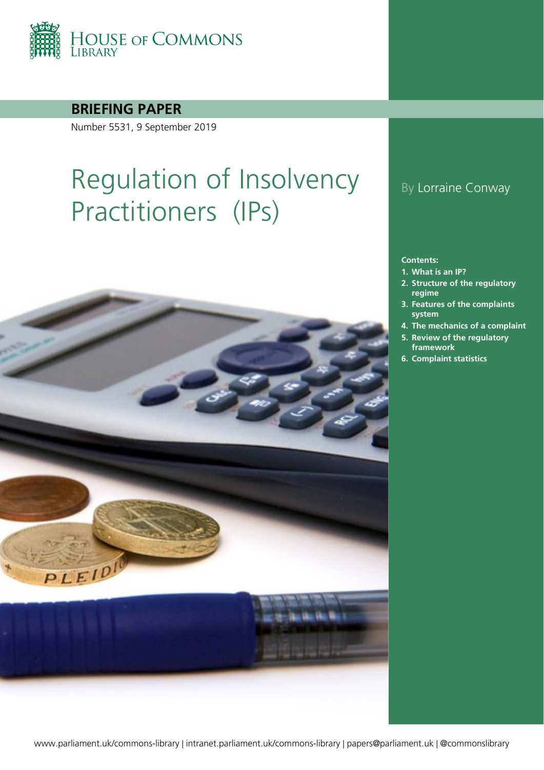HOUSE OF COMMONS LIBRARY

**BRIEFING PAPER**

Number 5531, 9 September 2019

# Regulation of Insolvency Practitioners (IPs)

By Lorraine Conway

**Contents:**

1. **What is an IP?**
2. **Structure of the regulatory regime**
3. **Features of the complaints system**
4. **The mechanics of a complaint**
5. **Review of the regulatory framework**
6. **Complaint statistics**

www.parliament.uk/commons-library | intranet.parliament.uk/commons-library | papers@parliament.uk | @commonslibrary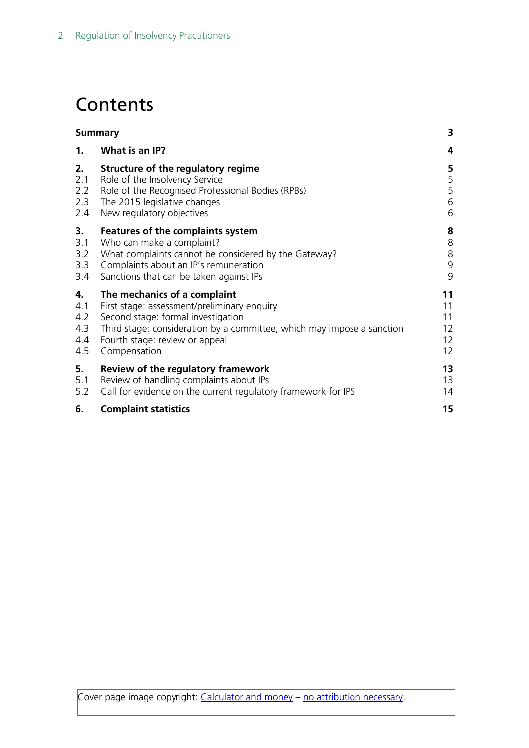# Contents

| | | |
|---|---|---|
| **Summary** | | **3** |
| **1.** | **What is an IP?** | **4** |
| **2.** | **Structure of the regulatory regime** | **5** |
| 2.1 | Role of the Insolvency Service | 5 |
| 2.2 | Role of the Recognised Professional Bodies (RPBs) | 5 |
| 2.3 | The 2015 legislative changes | 6 |
| 2.4 | New regulatory objectives | 6 |
| **3.** | **Features of the complaints system** | **8** |
| 3.1 | Who can make a complaint? | 8 |
| 3.2 | What complaints cannot be considered by the Gateway? | 8 |
| 3.3 | Complaints about an IP's remuneration | 9 |
| 3.4 | Sanctions that can be taken against IPs | 9 |
| **4.** | **The mechanics of a complaint** | **11** |
| 4.1 | First stage: assessment/preliminary enquiry | 11 |
| 4.2 | Second stage: formal investigation | 11 |
| 4.3 | Third stage: consideration by a committee, which may impose a sanction | 12 |
| 4.4 | Fourth stage: review or appeal | 12 |
| 4.5 | Compensation | 12 |
| **5.** | **Review of the regulatory framework** | **13** |
| 5.1 | Review of handling complaints about IPs | 13 |
| 5.2 | Call for evidence on the current regulatory framework for IPS | 14 |
| **6.** | **Complaint statistics** | **15** |

Cover page image copyright: Calculator and money – no attribution necessary.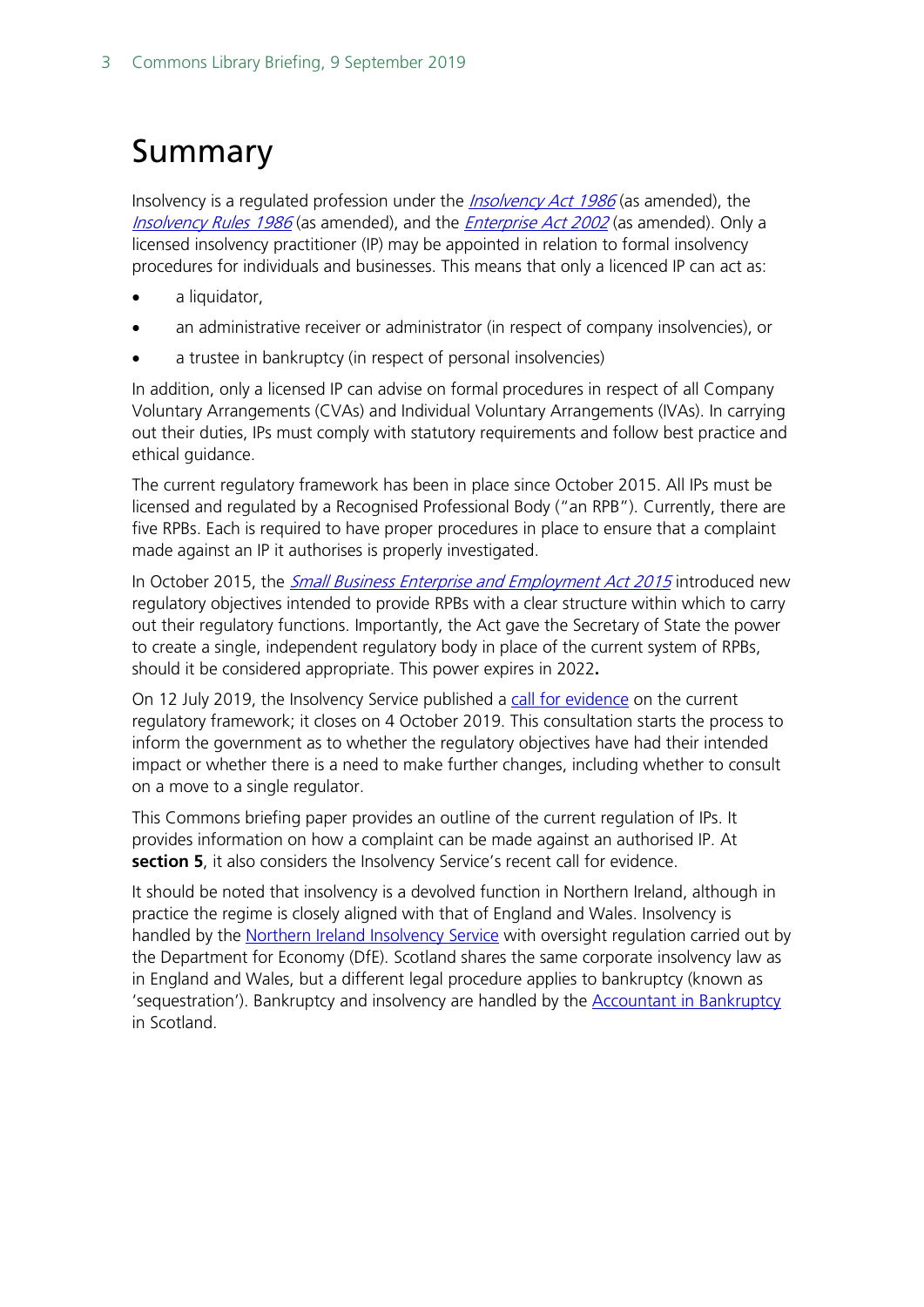# Summary

Insolvency is a regulated profession under the *Insolvency Act 1986* (as amended), the *Insolvency Rules 1986* (as amended), and the *Enterprise Act 2002* (as amended). Only a licensed insolvency practitioner (IP) may be appointed in relation to formal insolvency procedures for individuals and businesses. This means that only a licenced IP can act as:

- a liquidator,
- an administrative receiver or administrator (in respect of company insolvencies), or
- a trustee in bankruptcy (in respect of personal insolvencies)

In addition, only a licensed IP can advise on formal procedures in respect of all Company Voluntary Arrangements (CVAs) and Individual Voluntary Arrangements (IVAs). In carrying out their duties, IPs must comply with statutory requirements and follow best practice and ethical guidance.

The current regulatory framework has been in place since October 2015. All IPs must be licensed and regulated by a Recognised Professional Body ("an RPB"). Currently, there are five RPBs. Each is required to have proper procedures in place to ensure that a complaint made against an IP it authorises is properly investigated.

In October 2015, the *Small Business Enterprise and Employment Act 2015* introduced new regulatory objectives intended to provide RPBs with a clear structure within which to carry out their regulatory functions. Importantly, the Act gave the Secretary of State the power to create a single, independent regulatory body in place of the current system of RPBs, should it be considered appropriate. This power expires in 2022**.**

On 12 July 2019, the Insolvency Service published a call for evidence on the current regulatory framework; it closes on 4 October 2019. This consultation starts the process to inform the government as to whether the regulatory objectives have had their intended impact or whether there is a need to make further changes, including whether to consult on a move to a single regulator.

This Commons briefing paper provides an outline of the current regulation of IPs. It provides information on how a complaint can be made against an authorised IP. At **section 5**, it also considers the Insolvency Service's recent call for evidence.

It should be noted that insolvency is a devolved function in Northern Ireland, although in practice the regime is closely aligned with that of England and Wales. Insolvency is handled by the Northern Ireland Insolvency Service with oversight regulation carried out by the Department for Economy (DfE). Scotland shares the same corporate insolvency law as in England and Wales, but a different legal procedure applies to bankruptcy (known as 'sequestration'). Bankruptcy and insolvency are handled by the Accountant in Bankruptcy in Scotland.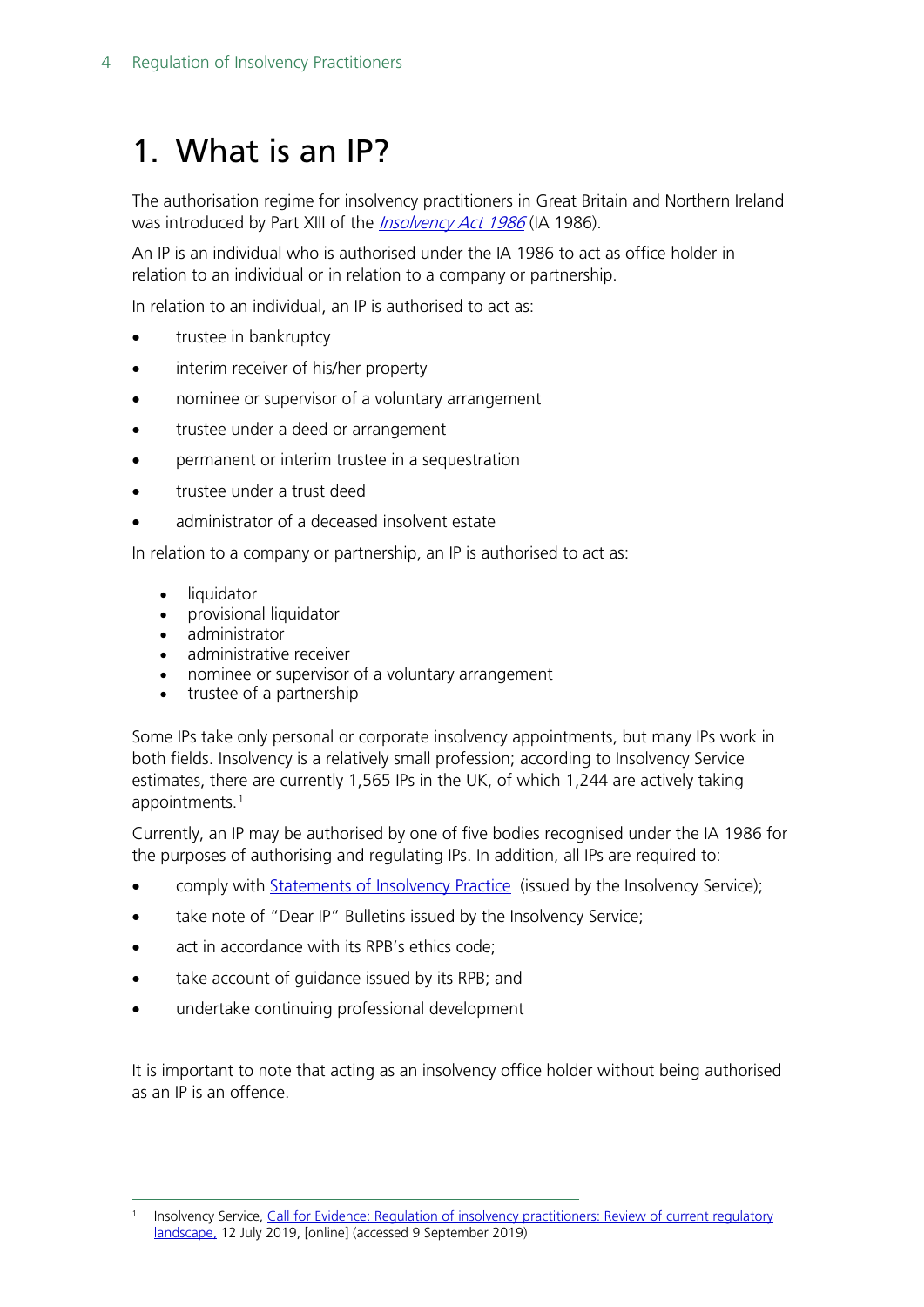# 1. What is an IP?

The authorisation regime for insolvency practitioners in Great Britain and Northern Ireland was introduced by Part XIII of the *Insolvency Act 1986* (IA 1986).

An IP is an individual who is authorised under the IA 1986 to act as office holder in relation to an individual or in relation to a company or partnership.

In relation to an individual, an IP is authorised to act as:

- trustee in bankruptcy
- interim receiver of his/her property
- nominee or supervisor of a voluntary arrangement
- trustee under a deed or arrangement
- permanent or interim trustee in a sequestration
- trustee under a trust deed
- administrator of a deceased insolvent estate

In relation to a company or partnership, an IP is authorised to act as:

- liquidator
- provisional liquidator
- administrator
- administrative receiver
- nominee or supervisor of a voluntary arrangement
- trustee of a partnership

Some IPs take only personal or corporate insolvency appointments, but many IPs work in both fields. Insolvency is a relatively small profession; according to Insolvency Service estimates, there are currently 1,565 IPs in the UK, of which 1,244 are actively taking appointments.[1]

Currently, an IP may be authorised by one of five bodies recognised under the IA 1986 for the purposes of authorising and regulating IPs. In addition, all IPs are required to:

- comply with Statements of Insolvency Practice (issued by the Insolvency Service);
- take note of "Dear IP" Bulletins issued by the Insolvency Service;
- act in accordance with its RPB's ethics code;
- take account of guidance issued by its RPB; and
- undertake continuing professional development

It is important to note that acting as an insolvency office holder without being authorised as an IP is an offence.

---

[1] Insolvency Service, Call for Evidence: Regulation of insolvency practitioners: Review of current regulatory landscape, 12 July 2019, [online] (accessed 9 September 2019)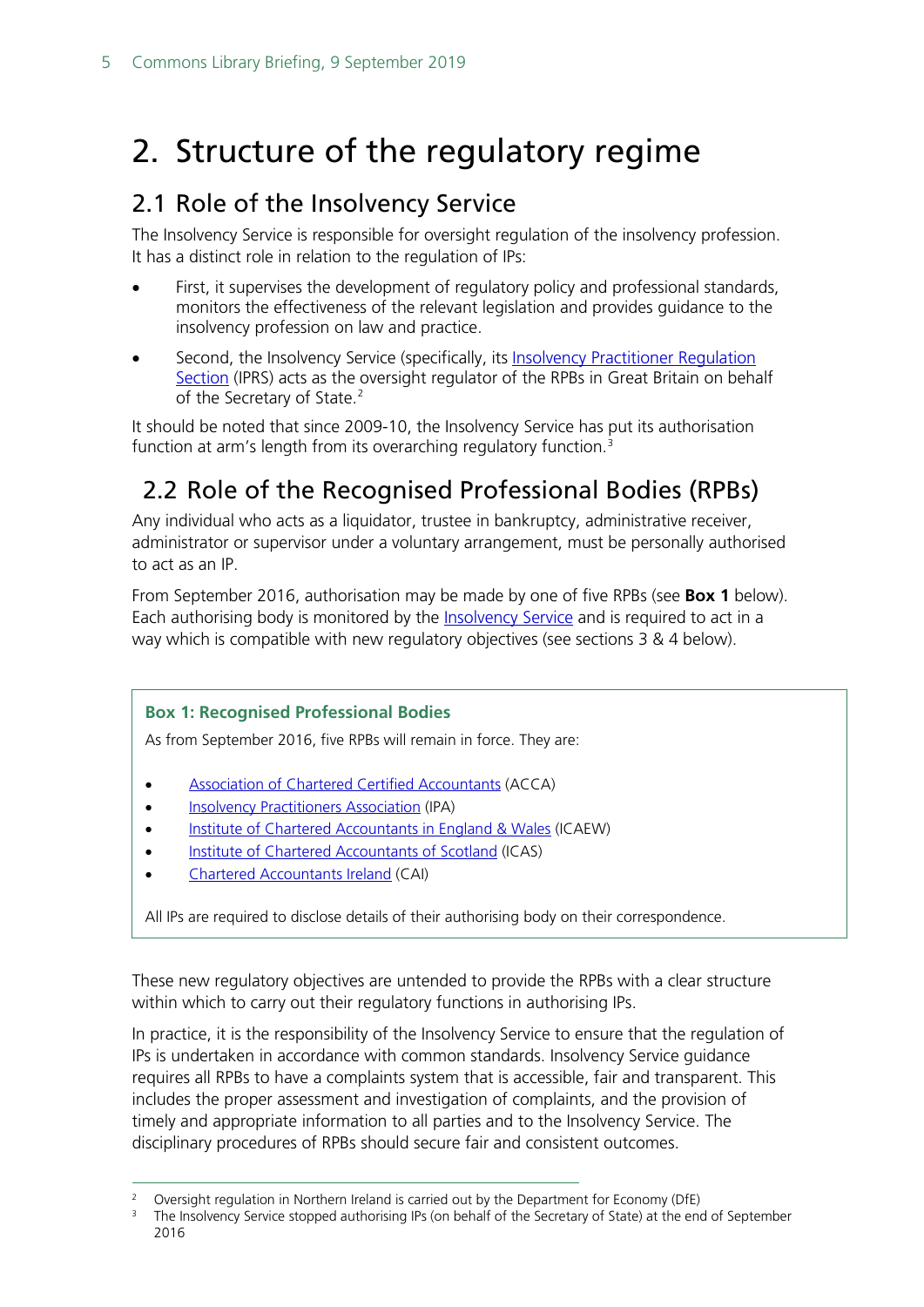# 2. Structure of the regulatory regime

## 2.1 Role of the Insolvency Service

The Insolvency Service is responsible for oversight regulation of the insolvency profession. It has a distinct role in relation to the regulation of IPs:

- First, it supervises the development of regulatory policy and professional standards, monitors the effectiveness of the relevant legislation and provides guidance to the insolvency profession on law and practice.
- Second, the Insolvency Service (specifically, its Insolvency Practitioner Regulation Section (IPRS) acts as the oversight regulator of the RPBs in Great Britain on behalf of the Secretary of State.[2]

It should be noted that since 2009-10, the Insolvency Service has put its authorisation function at arm's length from its overarching regulatory function.[3]

## 2.2 Role of the Recognised Professional Bodies (RPBs)

Any individual who acts as a liquidator, trustee in bankruptcy, administrative receiver, administrator or supervisor under a voluntary arrangement, must be personally authorised to act as an IP.

From September 2016, authorisation may be made by one of five RPBs (see **Box 1** below). Each authorising body is monitored by the Insolvency Service and is required to act in a way which is compatible with new regulatory objectives (see sections 3 & 4 below).

> **Box 1: Recognised Professional Bodies**
>
> As from September 2016, five RPBs will remain in force. They are:
>
> - Association of Chartered Certified Accountants (ACCA)
> - Insolvency Practitioners Association (IPA)
> - Institute of Chartered Accountants in England & Wales (ICAEW)
> - Institute of Chartered Accountants of Scotland (ICAS)
> - Chartered Accountants Ireland (CAI)
>
> All IPs are required to disclose details of their authorising body on their correspondence.

These new regulatory objectives are untended to provide the RPBs with a clear structure within which to carry out their regulatory functions in authorising IPs.

In practice, it is the responsibility of the Insolvency Service to ensure that the regulation of IPs is undertaken in accordance with common standards. Insolvency Service guidance requires all RPBs to have a complaints system that is accessible, fair and transparent. This includes the proper assessment and investigation of complaints, and the provision of timely and appropriate information to all parties and to the Insolvency Service. The disciplinary procedures of RPBs should secure fair and consistent outcomes.

---

[2] Oversight regulation in Northern Ireland is carried out by the Department for Economy (DfE)

[3] The Insolvency Service stopped authorising IPs (on behalf of the Secretary of State) at the end of September 2016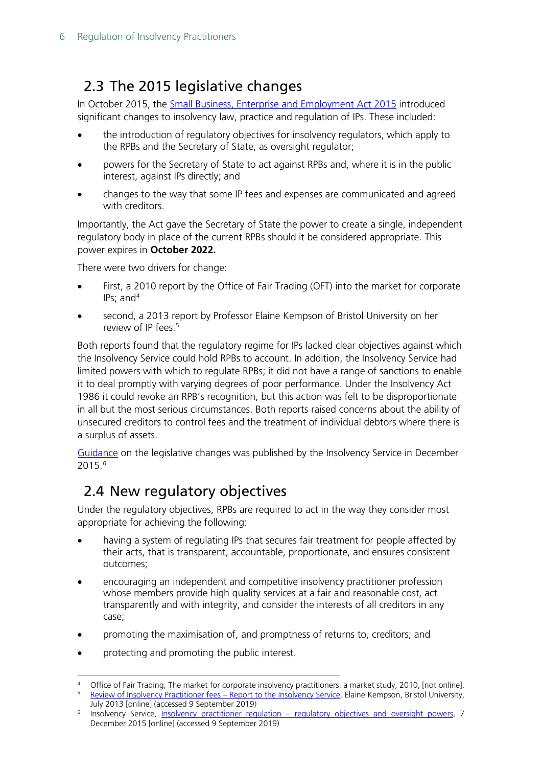## 2.3 The 2015 legislative changes

In October 2015, the Small Business, Enterprise and Employment Act 2015 introduced significant changes to insolvency law, practice and regulation of IPs. These included:

- the introduction of regulatory objectives for insolvency regulators, which apply to the RPBs and the Secretary of State, as oversight regulator;
- powers for the Secretary of State to act against RPBs and, where it is in the public interest, against IPs directly; and
- changes to the way that some IP fees and expenses are communicated and agreed with creditors.

Importantly, the Act gave the Secretary of State the power to create a single, independent regulatory body in place of the current RPBs should it be considered appropriate. This power expires in **October 2022.**

There were two drivers for change:

- First, a 2010 report by the Office of Fair Trading (OFT) into the market for corporate IPs; and[4]
- second, a 2013 report by Professor Elaine Kempson of Bristol University on her review of IP fees.[5]

Both reports found that the regulatory regime for IPs lacked clear objectives against which the Insolvency Service could hold RPBs to account. In addition, the Insolvency Service had limited powers with which to regulate RPBs; it did not have a range of sanctions to enable it to deal promptly with varying degrees of poor performance. Under the Insolvency Act 1986 it could revoke an RPB's recognition, but this action was felt to be disproportionate in all but the most serious circumstances. Both reports raised concerns about the ability of unsecured creditors to control fees and the treatment of individual debtors where there is a surplus of assets.

Guidance on the legislative changes was published by the Insolvency Service in December 2015.[6]

## 2.4 New regulatory objectives

Under the regulatory objectives, RPBs are required to act in the way they consider most appropriate for achieving the following:

- having a system of regulating IPs that secures fair treatment for people affected by their acts, that is transparent, accountable, proportionate, and ensures consistent outcomes;
- encouraging an independent and competitive insolvency practitioner profession whose members provide high quality services at a fair and reasonable cost, act transparently and with integrity, and consider the interests of all creditors in any case;
- promoting the maximisation of, and promptness of returns to, creditors; and
- protecting and promoting the public interest.

---

[4] Office of Fair Trading, The market for corporate insolvency practitioners: a market study, 2010, [not online].

[5] Review of Insolvency Practitioner fees – Report to the Insolvency Service, Elaine Kempson, Bristol University, July 2013 [online] (accessed 9 September 2019)

[6] Insolvency Service, Insolvency practitioner regulation – regulatory objectives and oversight powers, 7 December 2015 [online] (accessed 9 September 2019)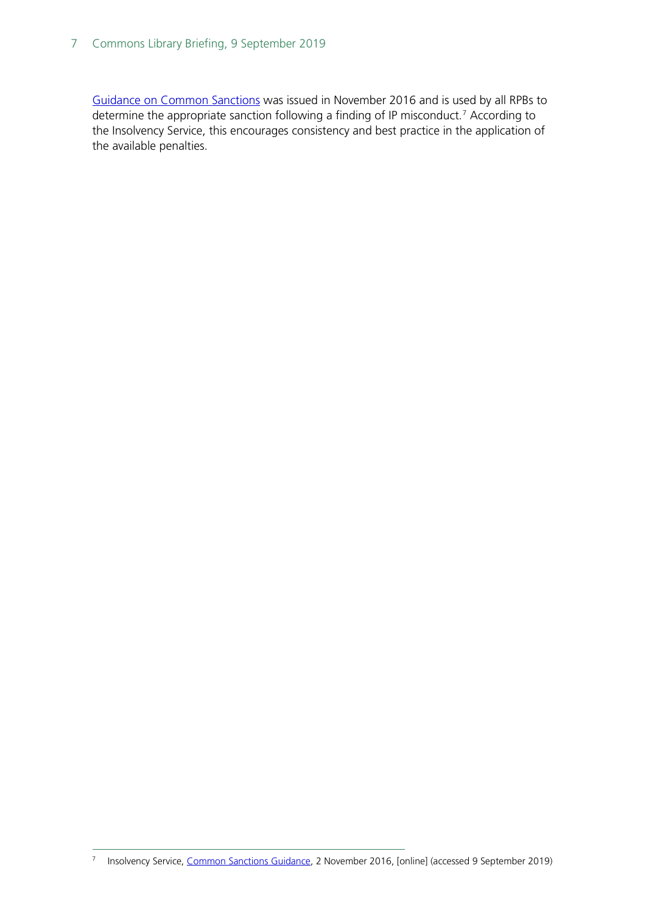Guidance on Common Sanctions was issued in November 2016 and is used by all RPBs to determine the appropriate sanction following a finding of IP misconduct.[7] According to the Insolvency Service, this encourages consistency and best practice in the application of the available penalties.

---

[7] Insolvency Service, Common Sanctions Guidance, 2 November 2016, [online] (accessed 9 September 2019)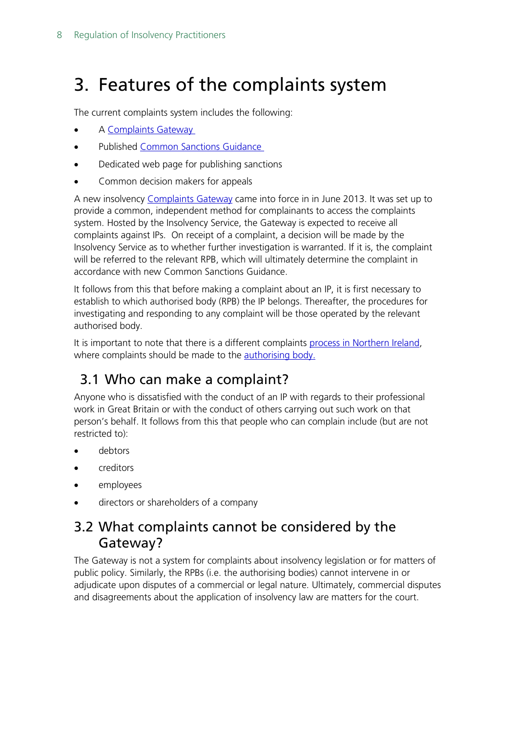# 3. Features of the complaints system

The current complaints system includes the following:

- A Complaints Gateway
- Published Common Sanctions Guidance
- Dedicated web page for publishing sanctions
- Common decision makers for appeals

A new insolvency Complaints Gateway came into force in in June 2013. It was set up to provide a common, independent method for complainants to access the complaints system. Hosted by the Insolvency Service, the Gateway is expected to receive all complaints against IPs. On receipt of a complaint, a decision will be made by the Insolvency Service as to whether further investigation is warranted. If it is, the complaint will be referred to the relevant RPB, which will ultimately determine the complaint in accordance with new Common Sanctions Guidance.

It follows from this that before making a complaint about an IP, it is first necessary to establish to which authorised body (RPB) the IP belongs. Thereafter, the procedures for investigating and responding to any complaint will be those operated by the relevant authorised body.

It is important to note that there is a different complaints process in Northern Ireland, where complaints should be made to the authorising body.

## 3.1 Who can make a complaint?

Anyone who is dissatisfied with the conduct of an IP with regards to their professional work in Great Britain or with the conduct of others carrying out such work on that person's behalf. It follows from this that people who can complain include (but are not restricted to):

- debtors
- creditors
- employees
- directors or shareholders of a company

## 3.2 What complaints cannot be considered by the Gateway?

The Gateway is not a system for complaints about insolvency legislation or for matters of public policy. Similarly, the RPBs (i.e. the authorising bodies) cannot intervene in or adjudicate upon disputes of a commercial or legal nature. Ultimately, commercial disputes and disagreements about the application of insolvency law are matters for the court.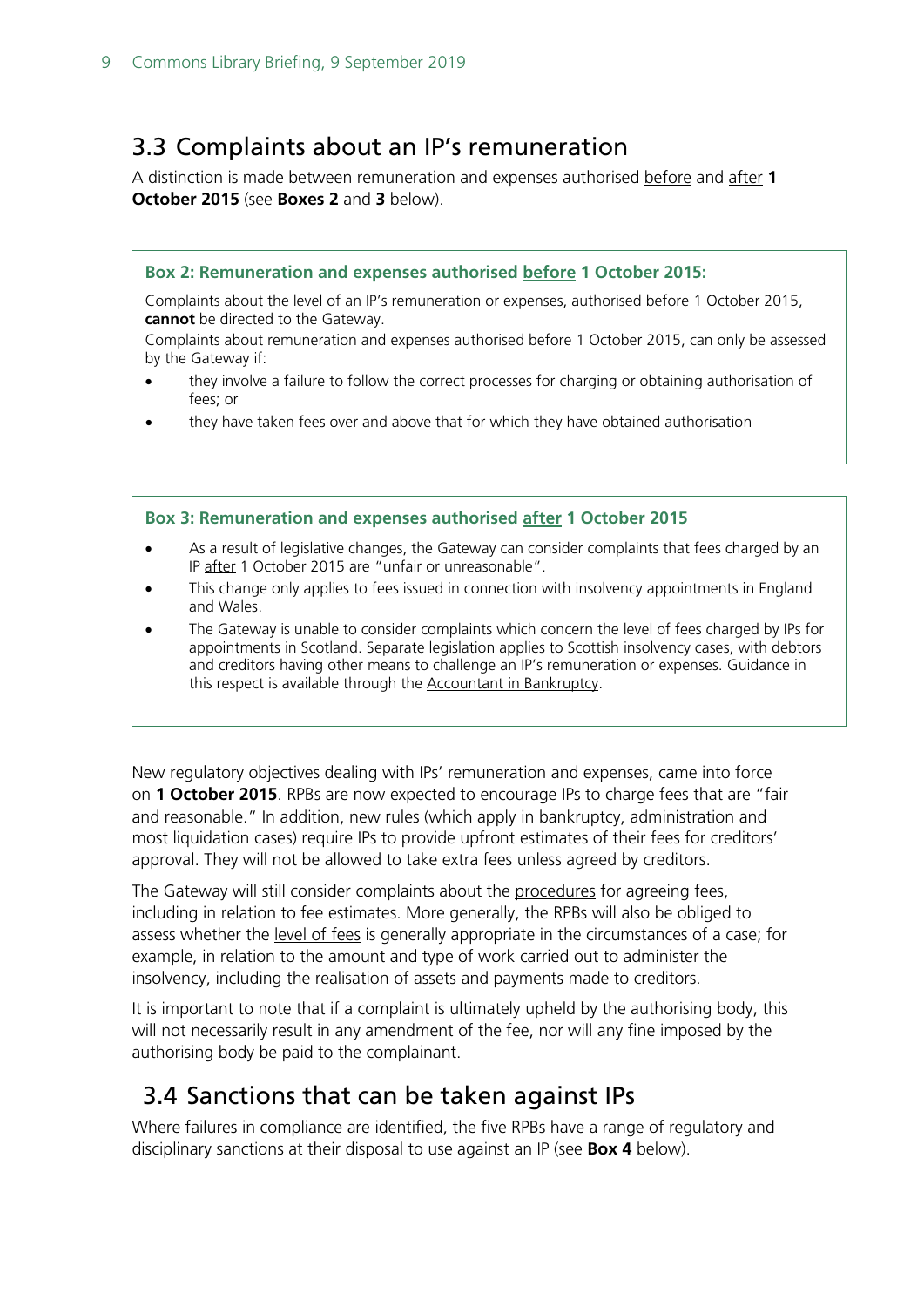## 3.3 Complaints about an IP's remuneration

A distinction is made between remuneration and expenses authorised before and after **1 October 2015** (see **Boxes 2** and **3** below).

> **Box 2: Remuneration and expenses authorised before 1 October 2015:**
>
> Complaints about the level of an IP's remuneration or expenses, authorised before 1 October 2015, **cannot** be directed to the Gateway.
>
> Complaints about remuneration and expenses authorised before 1 October 2015, can only be assessed by the Gateway if:
>
> - they involve a failure to follow the correct processes for charging or obtaining authorisation of fees; or
> - they have taken fees over and above that for which they have obtained authorisation

> **Box 3: Remuneration and expenses authorised after 1 October 2015**
>
> - As a result of legislative changes, the Gateway can consider complaints that fees charged by an IP after 1 October 2015 are "unfair or unreasonable".
> - This change only applies to fees issued in connection with insolvency appointments in England and Wales.
> - The Gateway is unable to consider complaints which concern the level of fees charged by IPs for appointments in Scotland. Separate legislation applies to Scottish insolvency cases, with debtors and creditors having other means to challenge an IP's remuneration or expenses. Guidance in this respect is available through the Accountant in Bankruptcy.

New regulatory objectives dealing with IPs' remuneration and expenses, came into force on **1 October 2015**. RPBs are now expected to encourage IPs to charge fees that are "fair and reasonable." In addition, new rules (which apply in bankruptcy, administration and most liquidation cases) require IPs to provide upfront estimates of their fees for creditors' approval. They will not be allowed to take extra fees unless agreed by creditors.

The Gateway will still consider complaints about the procedures for agreeing fees, including in relation to fee estimates. More generally, the RPBs will also be obliged to assess whether the level of fees is generally appropriate in the circumstances of a case; for example, in relation to the amount and type of work carried out to administer the insolvency, including the realisation of assets and payments made to creditors.

It is important to note that if a complaint is ultimately upheld by the authorising body, this will not necessarily result in any amendment of the fee, nor will any fine imposed by the authorising body be paid to the complainant.

## 3.4 Sanctions that can be taken against IPs

Where failures in compliance are identified, the five RPBs have a range of regulatory and disciplinary sanctions at their disposal to use against an IP (see **Box 4** below).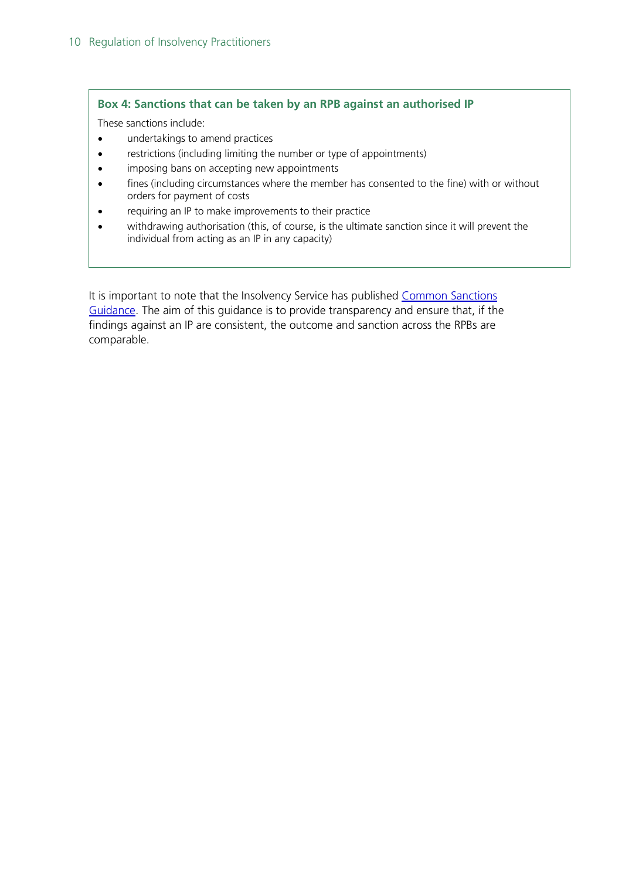**Box 4: Sanctions that can be taken by an RPB against an authorised IP**

These sanctions include:

- undertakings to amend practices
- restrictions (including limiting the number or type of appointments)
- imposing bans on accepting new appointments
- fines (including circumstances where the member has consented to the fine) with or without orders for payment of costs
- requiring an IP to make improvements to their practice
- withdrawing authorisation (this, of course, is the ultimate sanction since it will prevent the individual from acting as an IP in any capacity)

It is important to note that the Insolvency Service has published Common Sanctions Guidance. The aim of this guidance is to provide transparency and ensure that, if the findings against an IP are consistent, the outcome and sanction across the RPBs are comparable.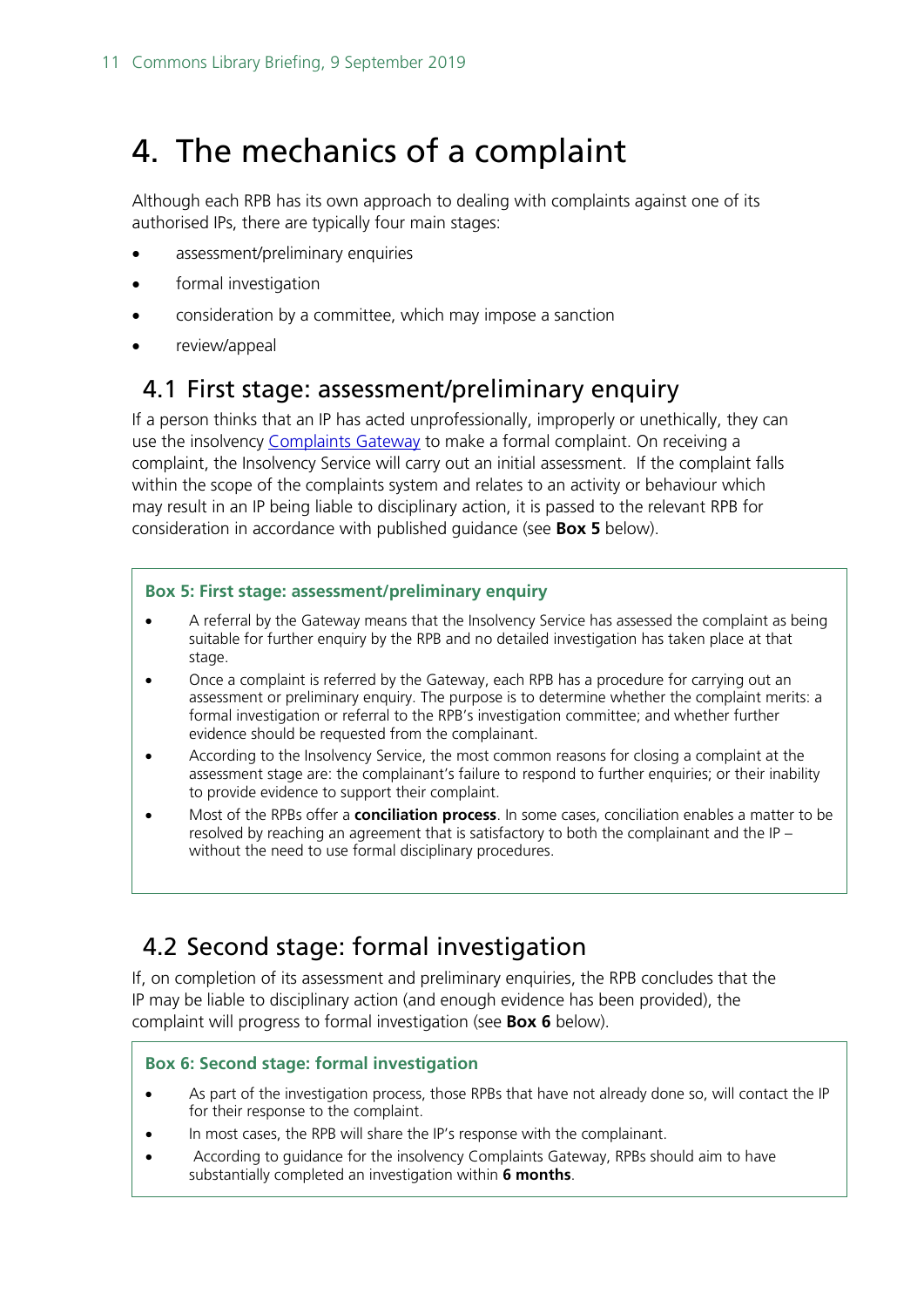# 4. The mechanics of a complaint

Although each RPB has its own approach to dealing with complaints against one of its authorised IPs, there are typically four main stages:

- assessment/preliminary enquiries
- formal investigation
- consideration by a committee, which may impose a sanction
- review/appeal

## 4.1 First stage: assessment/preliminary enquiry

If a person thinks that an IP has acted unprofessionally, improperly or unethically, they can use the insolvency Complaints Gateway to make a formal complaint. On receiving a complaint, the Insolvency Service will carry out an initial assessment. If the complaint falls within the scope of the complaints system and relates to an activity or behaviour which may result in an IP being liable to disciplinary action, it is passed to the relevant RPB for consideration in accordance with published guidance (see **Box 5** below).

**Box 5: First stage: assessment/preliminary enquiry**

- A referral by the Gateway means that the Insolvency Service has assessed the complaint as being suitable for further enquiry by the RPB and no detailed investigation has taken place at that stage.
- Once a complaint is referred by the Gateway, each RPB has a procedure for carrying out an assessment or preliminary enquiry. The purpose is to determine whether the complaint merits: a formal investigation or referral to the RPB's investigation committee; and whether further evidence should be requested from the complainant.
- According to the Insolvency Service, the most common reasons for closing a complaint at the assessment stage are: the complainant's failure to respond to further enquiries; or their inability to provide evidence to support their complaint.
- Most of the RPBs offer a **conciliation process**. In some cases, conciliation enables a matter to be resolved by reaching an agreement that is satisfactory to both the complainant and the IP – without the need to use formal disciplinary procedures.

## 4.2 Second stage: formal investigation

If, on completion of its assessment and preliminary enquiries, the RPB concludes that the IP may be liable to disciplinary action (and enough evidence has been provided), the complaint will progress to formal investigation (see **Box 6** below).

**Box 6: Second stage: formal investigation**

- As part of the investigation process, those RPBs that have not already done so, will contact the IP for their response to the complaint.
- In most cases, the RPB will share the IP's response with the complainant.
- According to guidance for the insolvency Complaints Gateway, RPBs should aim to have substantially completed an investigation within **6 months**.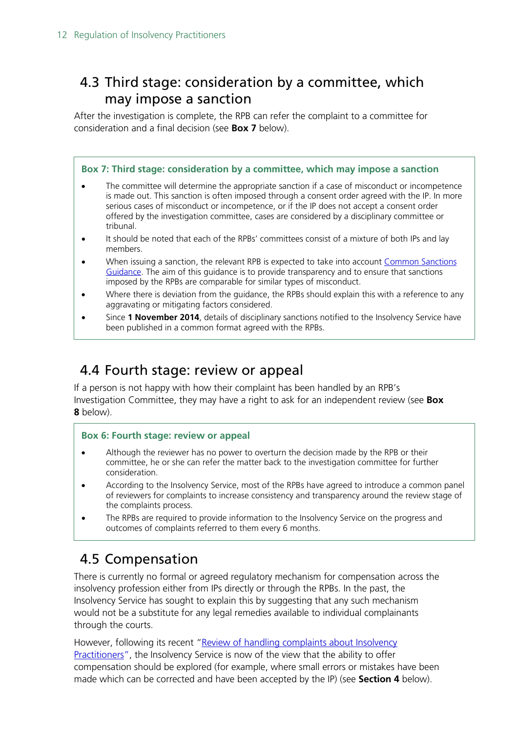## 4.3 Third stage: consideration by a committee, which may impose a sanction

After the investigation is complete, the RPB can refer the complaint to a committee for consideration and a final decision (see **Box 7** below).

> **Box 7: Third stage: consideration by a committee, which may impose a sanction**
>
> - The committee will determine the appropriate sanction if a case of misconduct or incompetence is made out. This sanction is often imposed through a consent order agreed with the IP. In more serious cases of misconduct or incompetence, or if the IP does not accept a consent order offered by the investigation committee, cases are considered by a disciplinary committee or tribunal.
> - It should be noted that each of the RPBs' committees consist of a mixture of both IPs and lay members.
> - When issuing a sanction, the relevant RPB is expected to take into account Common Sanctions Guidance. The aim of this guidance is to provide transparency and to ensure that sanctions imposed by the RPBs are comparable for similar types of misconduct.
> - Where there is deviation from the guidance, the RPBs should explain this with a reference to any aggravating or mitigating factors considered.
> - Since **1 November 2014**, details of disciplinary sanctions notified to the Insolvency Service have been published in a common format agreed with the RPBs.

## 4.4 Fourth stage: review or appeal

If a person is not happy with how their complaint has been handled by an RPB's Investigation Committee, they may have a right to ask for an independent review (see **Box 8** below).

> **Box 6: Fourth stage: review or appeal**
>
> - Although the reviewer has no power to overturn the decision made by the RPB or their committee, he or she can refer the matter back to the investigation committee for further consideration.
> - According to the Insolvency Service, most of the RPBs have agreed to introduce a common panel of reviewers for complaints to increase consistency and transparency around the review stage of the complaints process.
> - The RPBs are required to provide information to the Insolvency Service on the progress and outcomes of complaints referred to them every 6 months.

## 4.5 Compensation

There is currently no formal or agreed regulatory mechanism for compensation across the insolvency profession either from IPs directly or through the RPBs. In the past, the Insolvency Service has sought to explain this by suggesting that any such mechanism would not be a substitute for any legal remedies available to individual complainants through the courts.

However, following its recent "Review of handling complaints about Insolvency Practitioners", the Insolvency Service is now of the view that the ability to offer compensation should be explored (for example, where small errors or mistakes have been made which can be corrected and have been accepted by the IP) (see **Section 4** below).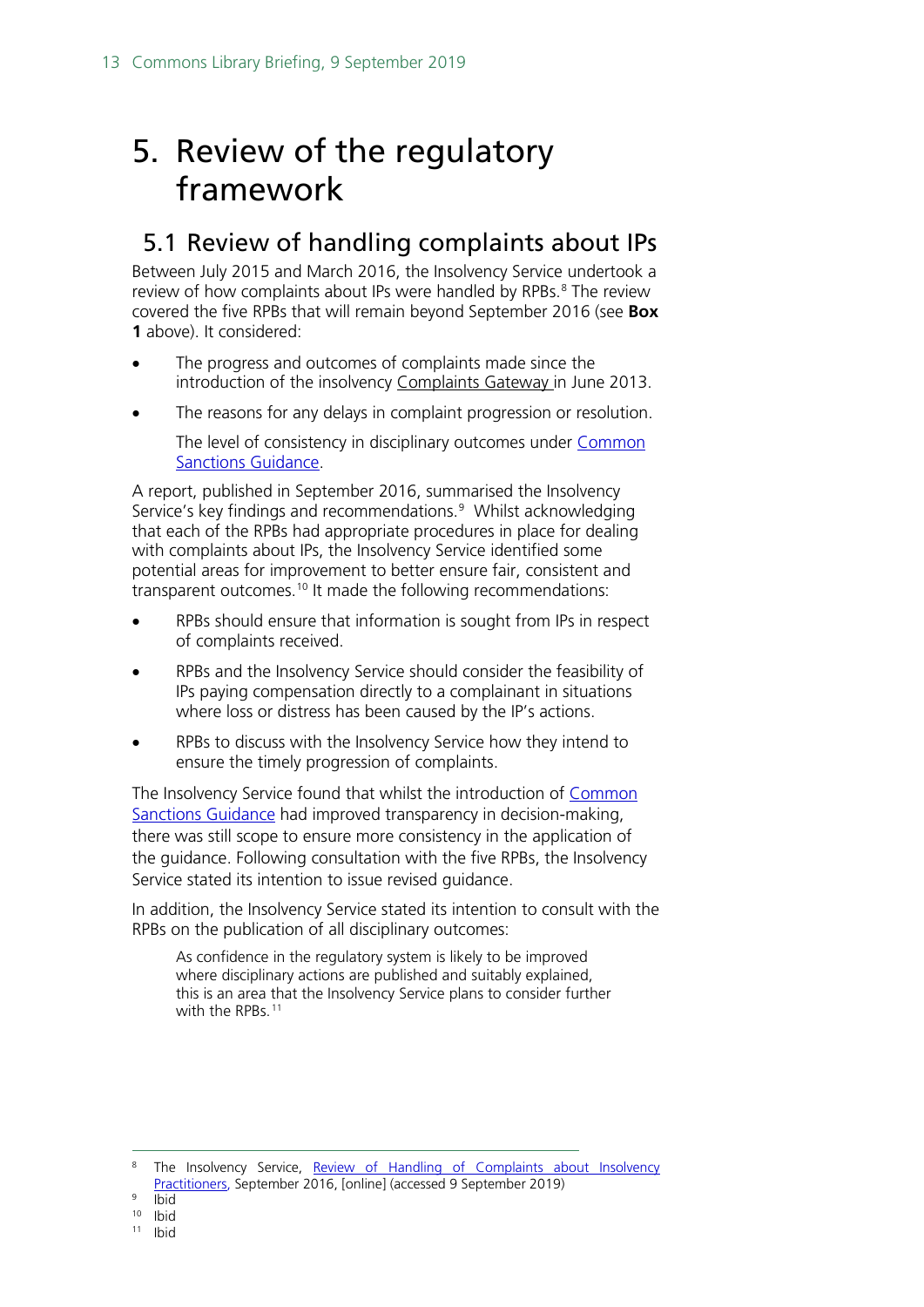# 5. Review of the regulatory framework

## 5.1 Review of handling complaints about IPs

Between July 2015 and March 2016, the Insolvency Service undertook a review of how complaints about IPs were handled by RPBs.[8] The review covered the five RPBs that will remain beyond September 2016 (see **Box 1** above). It considered:

- The progress and outcomes of complaints made since the introduction of the insolvency Complaints Gateway in June 2013.
- The reasons for any delays in complaint progression or resolution.

  The level of consistency in disciplinary outcomes under Common Sanctions Guidance.

A report, published in September 2016, summarised the Insolvency Service's key findings and recommendations.[9] Whilst acknowledging that each of the RPBs had appropriate procedures in place for dealing with complaints about IPs, the Insolvency Service identified some potential areas for improvement to better ensure fair, consistent and transparent outcomes.[10] It made the following recommendations:

- RPBs should ensure that information is sought from IPs in respect of complaints received.
- RPBs and the Insolvency Service should consider the feasibility of IPs paying compensation directly to a complainant in situations where loss or distress has been caused by the IP's actions.
- RPBs to discuss with the Insolvency Service how they intend to ensure the timely progression of complaints.

The Insolvency Service found that whilst the introduction of Common Sanctions Guidance had improved transparency in decision-making, there was still scope to ensure more consistency in the application of the guidance. Following consultation with the five RPBs, the Insolvency Service stated its intention to issue revised guidance.

In addition, the Insolvency Service stated its intention to consult with the RPBs on the publication of all disciplinary outcomes:

> As confidence in the regulatory system is likely to be improved where disciplinary actions are published and suitably explained, this is an area that the Insolvency Service plans to consider further with the RPBs.[11]

---

[8] The Insolvency Service, Review of Handling of Complaints about Insolvency Practitioners, September 2016, [online] (accessed 9 September 2019)

[9] Ibid

[10] Ibid

[11] Ibid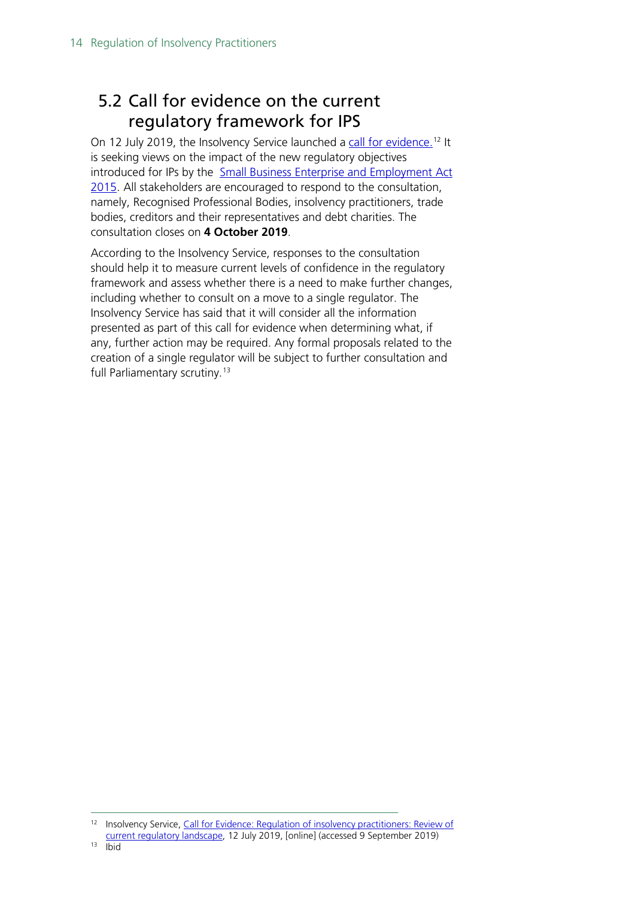## 5.2 Call for evidence on the current regulatory framework for IPS

On 12 July 2019, the Insolvency Service launched a call for evidence.[12] It is seeking views on the impact of the new regulatory objectives introduced for IPs by the Small Business Enterprise and Employment Act 2015. All stakeholders are encouraged to respond to the consultation, namely, Recognised Professional Bodies, insolvency practitioners, trade bodies, creditors and their representatives and debt charities. The consultation closes on **4 October 2019**.

According to the Insolvency Service, responses to the consultation should help it to measure current levels of confidence in the regulatory framework and assess whether there is a need to make further changes, including whether to consult on a move to a single regulator. The Insolvency Service has said that it will consider all the information presented as part of this call for evidence when determining what, if any, further action may be required. Any formal proposals related to the creation of a single regulator will be subject to further consultation and full Parliamentary scrutiny.[13]

---

[12] Insolvency Service, Call for Evidence: Regulation of insolvency practitioners: Review of current regulatory landscape, 12 July 2019, [online] (accessed 9 September 2019)

[13] Ibid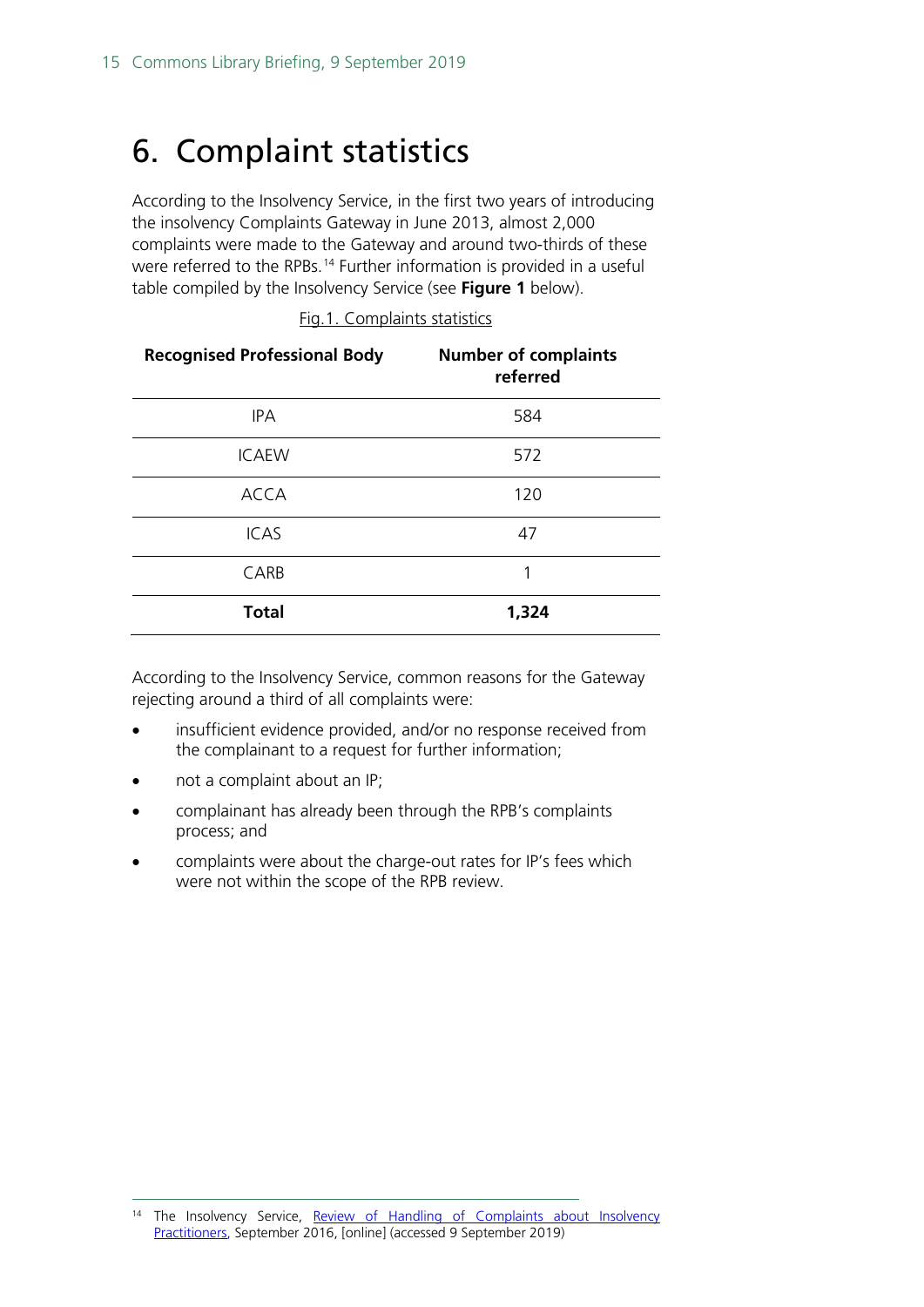# 6. Complaint statistics

According to the Insolvency Service, in the first two years of introducing the insolvency Complaints Gateway in June 2013, almost 2,000 complaints were made to the Gateway and around two-thirds of these were referred to the RPBs.[14] Further information is provided in a useful table compiled by the Insolvency Service (see **Figure 1** below).

Fig.1. Complaints statistics

| Recognised Professional Body | Number of complaints referred |
|---|---|
| IPA | 584 |
| ICAEW | 572 |
| ACCA | 120 |
| ICAS | 47 |
| CARB | 1 |
| **Total** | **1,324** |

According to the Insolvency Service, common reasons for the Gateway rejecting around a third of all complaints were:

- insufficient evidence provided, and/or no response received from the complainant to a request for further information;
- not a complaint about an IP;
- complainant has already been through the RPB's complaints process; and
- complaints were about the charge-out rates for IP's fees which were not within the scope of the RPB review.

---

[14] The Insolvency Service, Review of Handling of Complaints about Insolvency Practitioners, September 2016, [online] (accessed 9 September 2019)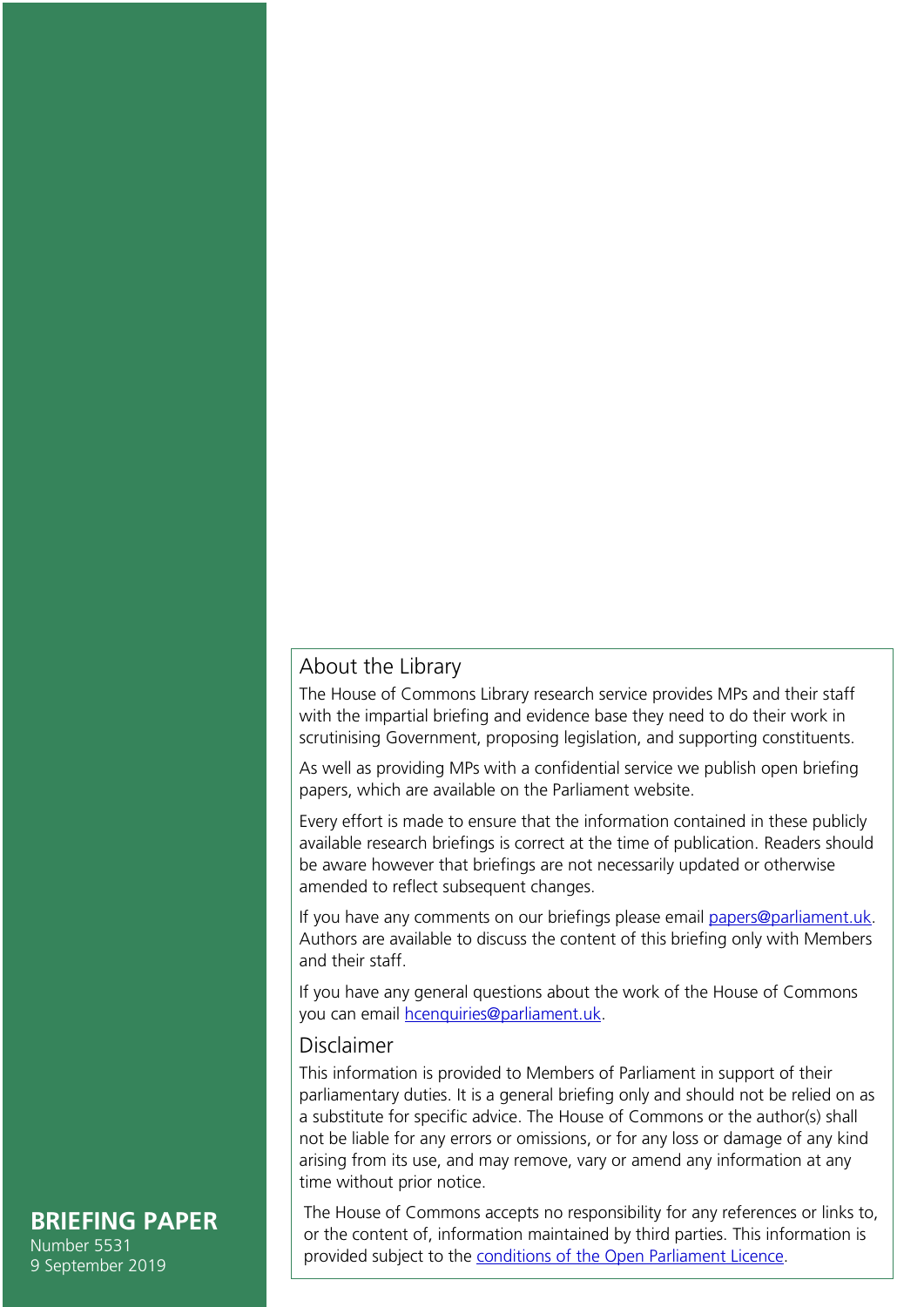**BRIEFING PAPER**
Number 5531
9 September 2019

## About the Library

The House of Commons Library research service provides MPs and their staff with the impartial briefing and evidence base they need to do their work in scrutinising Government, proposing legislation, and supporting constituents.

As well as providing MPs with a confidential service we publish open briefing papers, which are available on the Parliament website.

Every effort is made to ensure that the information contained in these publicly available research briefings is correct at the time of publication. Readers should be aware however that briefings are not necessarily updated or otherwise amended to reflect subsequent changes.

If you have any comments on our briefings please email papers@parliament.uk. Authors are available to discuss the content of this briefing only with Members and their staff.

If you have any general questions about the work of the House of Commons you can email hcenquiries@parliament.uk.

## Disclaimer

This information is provided to Members of Parliament in support of their parliamentary duties. It is a general briefing only and should not be relied on as a substitute for specific advice. The House of Commons or the author(s) shall not be liable for any errors or omissions, or for any loss or damage of any kind arising from its use, and may remove, vary or amend any information at any time without prior notice.

The House of Commons accepts no responsibility for any references or links to, or the content of, information maintained by third parties. This information is provided subject to the conditions of the Open Parliament Licence.